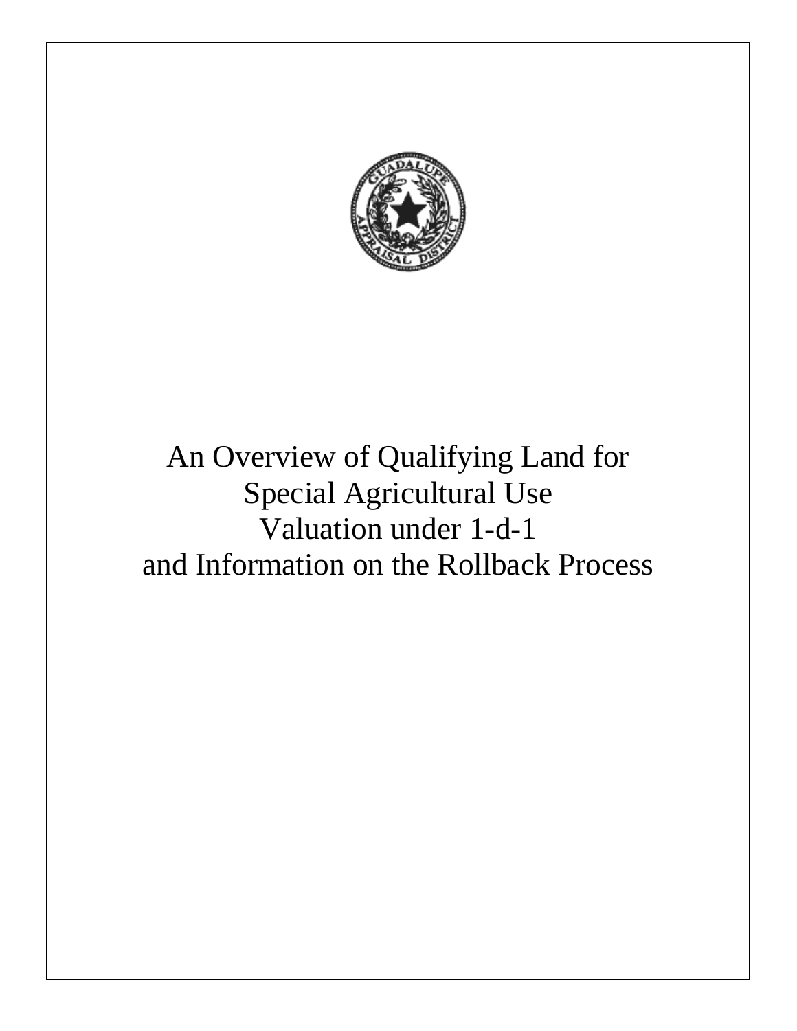# An Overview of Qualifying Land for Special Agricultural Use Valuation under 1-d-1 and Information on the Rollback Process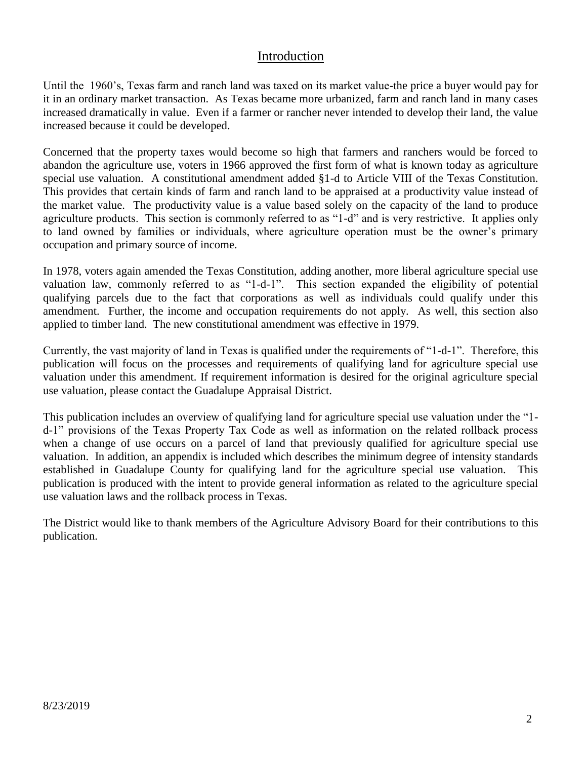# Introduction

Until the 1960's, Texas farm and ranch land was taxed on its market value-the price a buyer would pay for it in an ordinary market transaction. As Texas became more urbanized, farm and ranch land in many cases increased dramatically in value. Even if a farmer or rancher never intended to develop their land, the value increased because it could be developed.

Concerned that the property taxes would become so high that farmers and ranchers would be forced to abandon the agriculture use, voters in 1966 approved the first form of what is known today as agriculture special use valuation. A constitutional amendment added §1-d to Article VIII of the Texas Constitution. This provides that certain kinds of farm and ranch land to be appraised at a productivity value instead of the market value. The productivity value is a value based solely on the capacity of the land to produce agriculture products. This section is commonly referred to as "1-d" and is very restrictive. It applies only to land owned by families or individuals, where agriculture operation must be the owner's primary occupation and primary source of income.

In 1978, voters again amended the Texas Constitution, adding another, more liberal agriculture special use valuation law, commonly referred to as "1-d-1". This section expanded the eligibility of potential qualifying parcels due to the fact that corporations as well as individuals could qualify under this amendment. Further, the income and occupation requirements do not apply. As well, this section also applied to timber land. The new constitutional amendment was effective in 1979.

Currently, the vast majority of land in Texas is qualified under the requirements of "1-d-1". Therefore, this publication will focus on the processes and requirements of qualifying land for agriculture special use valuation under this amendment. If requirement information is desired for the original agriculture special use valuation, please contact the Guadalupe Appraisal District.

This publication includes an overview of qualifying land for agriculture special use valuation under the "1-d-1" provisions of the Texas Property Tax Code as well as information on the related rollback process when a change of use occurs on a parcel of land that previously qualified for agriculture special use valuation. In addition, an appendix is included which describes the minimum degree of intensity standards established in Guadalupe County for qualifying land for the agriculture special use valuation. This publication is produced with the intent to provide general information as related to the agriculture special use valuation laws and the rollback process in Texas.

The District would like to thank members of the Agriculture Advisory Board for their contributions to this publication.

8/23/2019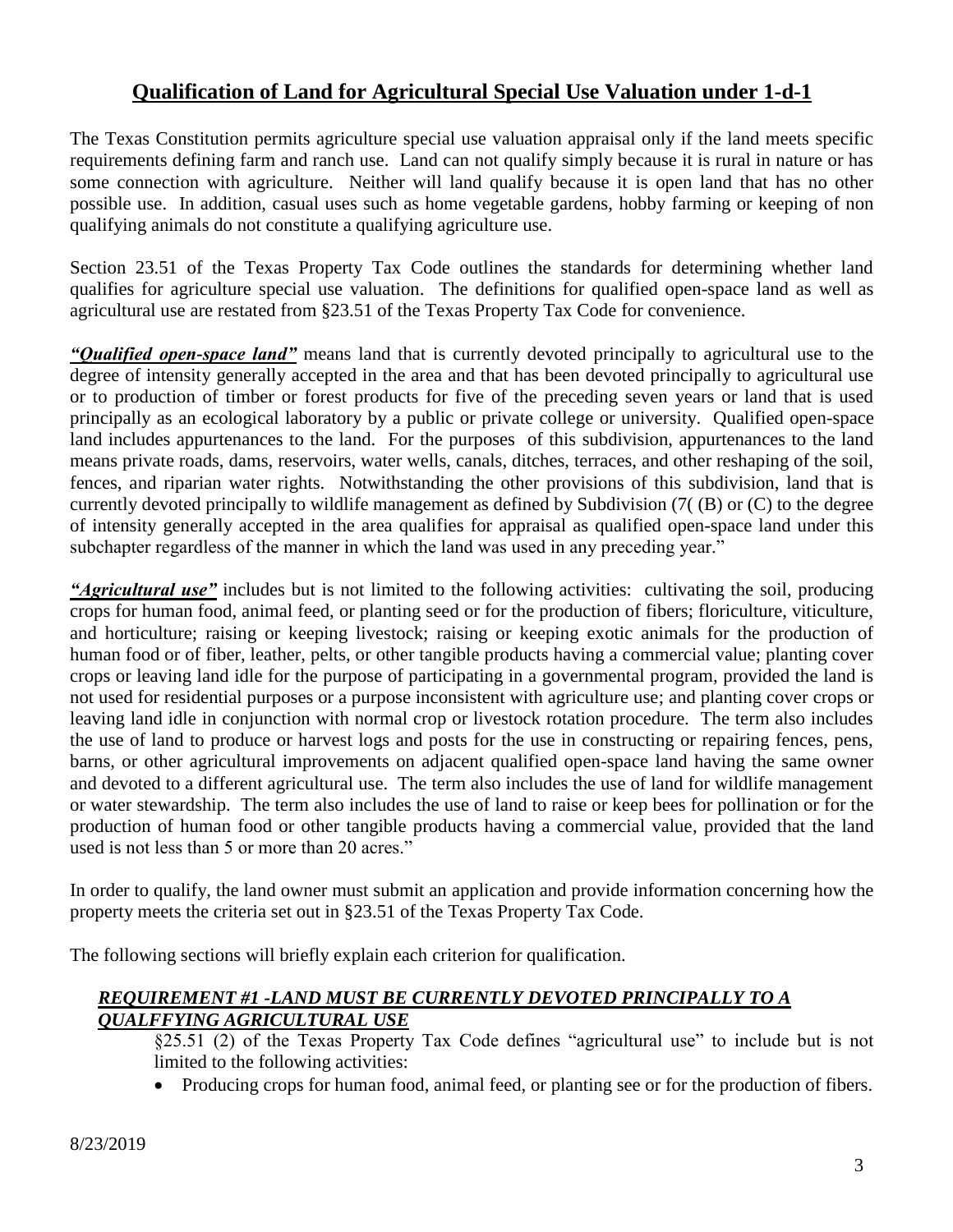## Qualification of Land for Agricultural Special Use Valuation under 1-d-1

The Texas Constitution permits agriculture special use valuation appraisal only if the land meets specific requirements defining farm and ranch use. Land can not qualify simply because it is rural in nature or has some connection with agriculture. Neither will land qualify because it is open land that has no other possible use. In addition, casual uses such as home vegetable gardens, hobby farming or keeping of non qualifying animals do not constitute a qualifying agriculture use.

Section 23.51 of the Texas Property Tax Code outlines the standards for determining whether land qualifies for agriculture special use valuation. The definitions for qualified open-space land as well as agricultural use are restated from §23.51 of the Texas Property Tax Code for convenience.

***"Qualified open-space land"*** means land that is currently devoted principally to agricultural use to the degree of intensity generally accepted in the area and that has been devoted principally to agricultural use or to production of timber or forest products for five of the preceding seven years or land that is used principally as an ecological laboratory by a public or private college or university. Qualified open-space land includes appurtenances to the land. For the purposes of this subdivision, appurtenances to the land means private roads, dams, reservoirs, water wells, canals, ditches, terraces, and other reshaping of the soil, fences, and riparian water rights. Notwithstanding the other provisions of this subdivision, land that is currently devoted principally to wildlife management as defined by Subdivision (7( (B) or (C) to the degree of intensity generally accepted in the area qualifies for appraisal as qualified open-space land under this subchapter regardless of the manner in which the land was used in any preceding year."

***"Agricultural use"*** includes but is not limited to the following activities: cultivating the soil, producing crops for human food, animal feed, or planting seed or for the production of fibers; floriculture, viticulture, and horticulture; raising or keeping livestock; raising or keeping exotic animals for the production of human food or of fiber, leather, pelts, or other tangible products having a commercial value; planting cover crops or leaving land idle for the purpose of participating in a governmental program, provided the land is not used for residential purposes or a purpose inconsistent with agriculture use; and planting cover crops or leaving land idle in conjunction with normal crop or livestock rotation procedure. The term also includes the use of land to produce or harvest logs and posts for the use in constructing or repairing fences, pens, barns, or other agricultural improvements on adjacent qualified open-space land having the same owner and devoted to a different agricultural use. The term also includes the use of land for wildlife management or water stewardship. The term also includes the use of land to raise or keep bees for pollination or for the production of human food or other tangible products having a commercial value, provided that the land used is not less than 5 or more than 20 acres."

In order to qualify, the land owner must submit an application and provide information concerning how the property meets the criteria set out in §23.51 of the Texas Property Tax Code.

The following sections will briefly explain each criterion for qualification.

### *REQUIREMENT #1 -LAND MUST BE CURRENTLY DEVOTED PRINCIPALLY TO A QUALFFYING AGRICULTURAL USE*

§25.51 (2) of the Texas Property Tax Code defines "agricultural use" to include but is not limited to the following activities:

- Producing crops for human food, animal feed, or planting see or for the production of fibers.

8/23/2019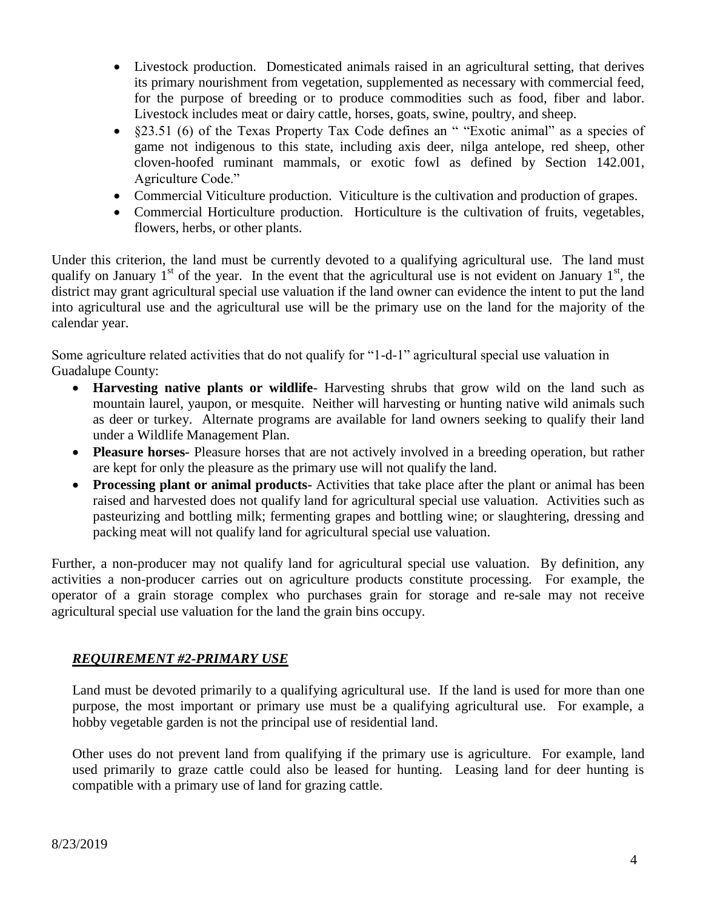- Livestock production. Domesticated animals raised in an agricultural setting, that derives its primary nourishment from vegetation, supplemented as necessary with commercial feed, for the purpose of breeding or to produce commodities such as food, fiber and labor. Livestock includes meat or dairy cattle, horses, goats, swine, poultry, and sheep.
- §23.51 (6) of the Texas Property Tax Code defines an " "Exotic animal" as a species of game not indigenous to this state, including axis deer, nilga antelope, red sheep, other cloven-hoofed ruminant mammals, or exotic fowl as defined by Section 142.001, Agriculture Code."
- Commercial Viticulture production. Viticulture is the cultivation and production of grapes.
- Commercial Horticulture production. Horticulture is the cultivation of fruits, vegetables, flowers, herbs, or other plants.

Under this criterion, the land must be currently devoted to a qualifying agricultural use. The land must qualify on January 1st of the year. In the event that the agricultural use is not evident on January 1st, the district may grant agricultural special use valuation if the land owner can evidence the intent to put the land into agricultural use and the agricultural use will be the primary use on the land for the majority of the calendar year.

Some agriculture related activities that do not qualify for "1-d-1" agricultural special use valuation in Guadalupe County:

- **Harvesting native plants or wildlife**- Harvesting shrubs that grow wild on the land such as mountain laurel, yaupon, or mesquite. Neither will harvesting or hunting native wild animals such as deer or turkey. Alternate programs are available for land owners seeking to qualify their land under a Wildlife Management Plan.
- **Pleasure horses-** Pleasure horses that are not actively involved in a breeding operation, but rather are kept for only the pleasure as the primary use will not qualify the land.
- **Processing plant or animal products-** Activities that take place after the plant or animal has been raised and harvested does not qualify land for agricultural special use valuation. Activities such as pasteurizing and bottling milk; fermenting grapes and bottling wine; or slaughtering, dressing and packing meat will not qualify land for agricultural special use valuation.

Further, a non-producer may not qualify land for agricultural special use valuation. By definition, any activities a non-producer carries out on agriculture products constitute processing. For example, the operator of a grain storage complex who purchases grain for storage and re-sale may not receive agricultural special use valuation for the land the grain bins occupy.

## ***REQUIREMENT #2-PRIMARY USE***

Land must be devoted primarily to a qualifying agricultural use. If the land is used for more than one purpose, the most important or primary use must be a qualifying agricultural use. For example, a hobby vegetable garden is not the principal use of residential land.

Other uses do not prevent land from qualifying if the primary use is agriculture. For example, land used primarily to graze cattle could also be leased for hunting. Leasing land for deer hunting is compatible with a primary use of land for grazing cattle.

8/23/2019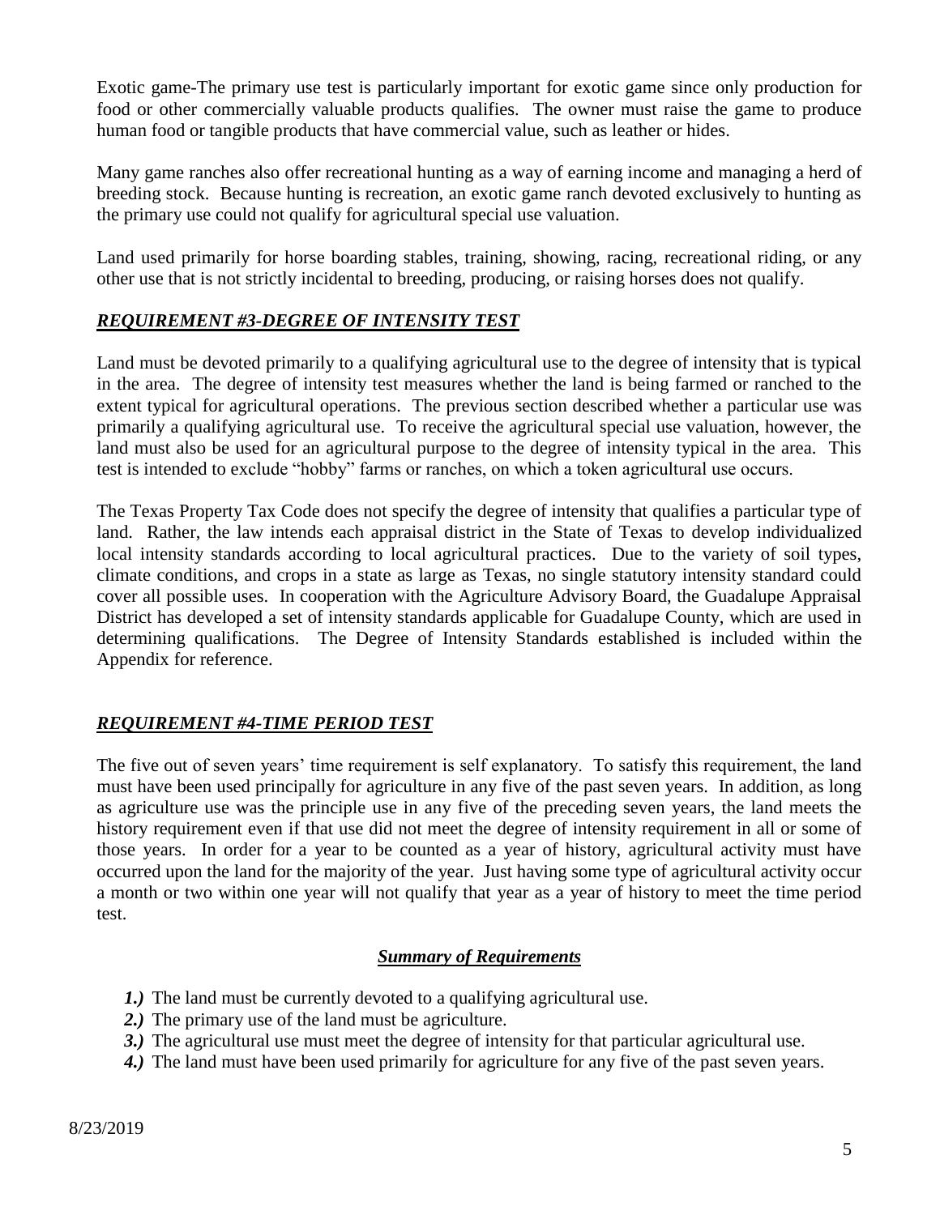Exotic game-The primary use test is particularly important for exotic game since only production for food or other commercially valuable products qualifies. The owner must raise the game to produce human food or tangible products that have commercial value, such as leather or hides.

Many game ranches also offer recreational hunting as a way of earning income and managing a herd of breeding stock. Because hunting is recreation, an exotic game ranch devoted exclusively to hunting as the primary use could not qualify for agricultural special use valuation.

Land used primarily for horse boarding stables, training, showing, racing, recreational riding, or any other use that is not strictly incidental to breeding, producing, or raising horses does not qualify.

## ***REQUIREMENT #3-DEGREE OF INTENSITY TEST***

Land must be devoted primarily to a qualifying agricultural use to the degree of intensity that is typical in the area. The degree of intensity test measures whether the land is being farmed or ranched to the extent typical for agricultural operations. The previous section described whether a particular use was primarily a qualifying agricultural use. To receive the agricultural special use valuation, however, the land must also be used for an agricultural purpose to the degree of intensity typical in the area. This test is intended to exclude "hobby" farms or ranches, on which a token agricultural use occurs.

The Texas Property Tax Code does not specify the degree of intensity that qualifies a particular type of land. Rather, the law intends each appraisal district in the State of Texas to develop individualized local intensity standards according to local agricultural practices. Due to the variety of soil types, climate conditions, and crops in a state as large as Texas, no single statutory intensity standard could cover all possible uses. In cooperation with the Agriculture Advisory Board, the Guadalupe Appraisal District has developed a set of intensity standards applicable for Guadalupe County, which are used in determining qualifications. The Degree of Intensity Standards established is included within the Appendix for reference.

## ***REQUIREMENT #4-TIME PERIOD TEST***

The five out of seven years' time requirement is self explanatory. To satisfy this requirement, the land must have been used principally for agriculture in any five of the past seven years. In addition, as long as agriculture use was the principle use in any five of the preceding seven years, the land meets the history requirement even if that use did not meet the degree of intensity requirement in all or some of those years. In order for a year to be counted as a year of history, agricultural activity must have occurred upon the land for the majority of the year. Just having some type of agricultural activity occur a month or two within one year will not qualify that year as a year of history to meet the time period test.

### ***Summary of Requirements***

***1.)*** The land must be currently devoted to a qualifying agricultural use.
***2.)*** The primary use of the land must be agriculture.
***3.)*** The agricultural use must meet the degree of intensity for that particular agricultural use.
***4.)*** The land must have been used primarily for agriculture for any five of the past seven years.

8/23/2019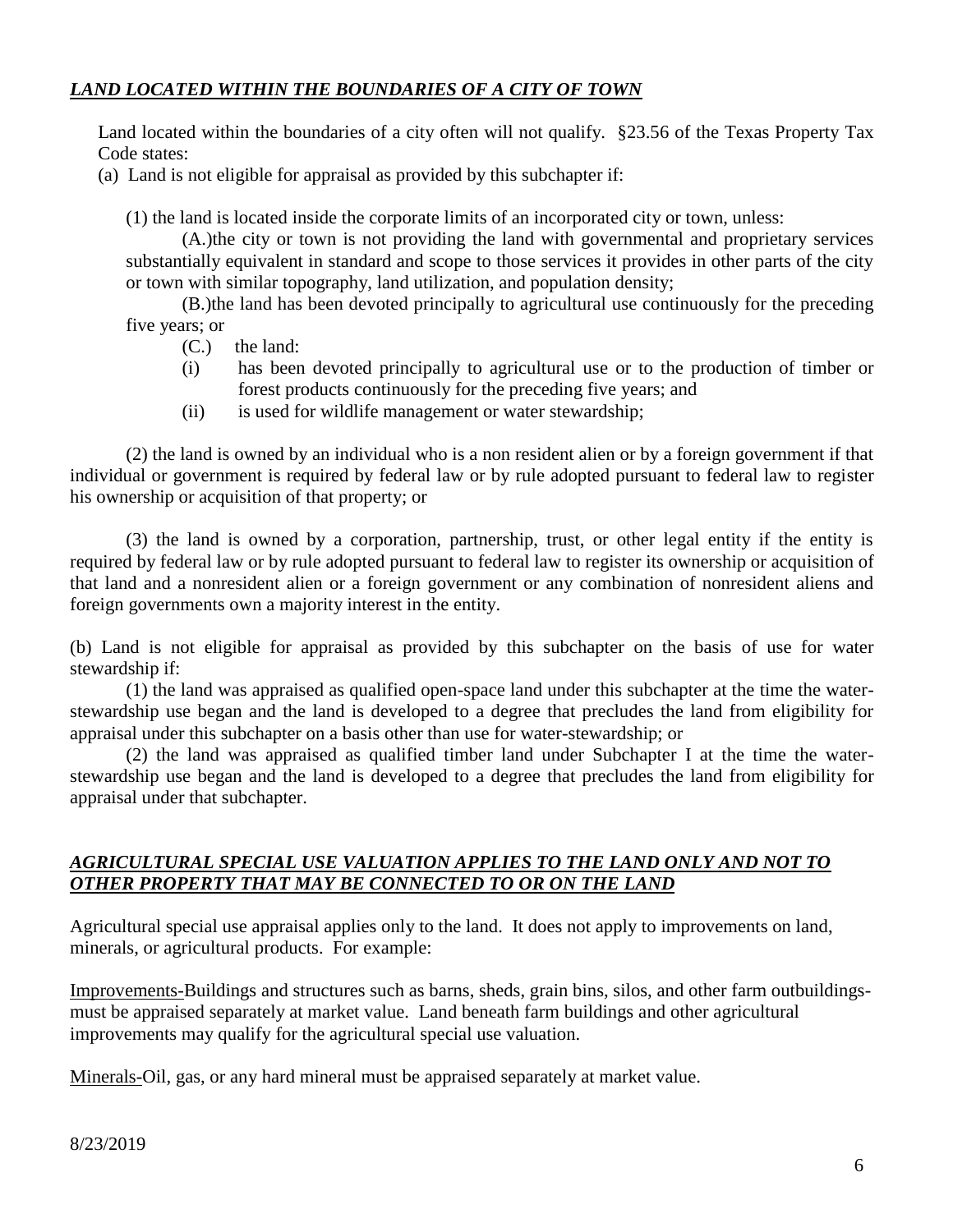### ***LAND LOCATED WITHIN THE BOUNDARIES OF A CITY OF TOWN***

Land located within the boundaries of a city often will not qualify. §23.56 of the Texas Property Tax Code states:

(a) Land is not eligible for appraisal as provided by this subchapter if:

(1) the land is located inside the corporate limits of an incorporated city or town, unless:

(A.)the city or town is not providing the land with governmental and proprietary services substantially equivalent in standard and scope to those services it provides in other parts of the city or town with similar topography, land utilization, and population density;

(B.)the land has been devoted principally to agricultural use continuously for the preceding five years; or

(C.) the land:

(i) has been devoted principally to agricultural use or to the production of timber or forest products continuously for the preceding five years; and

(ii) is used for wildlife management or water stewardship;

(2) the land is owned by an individual who is a non resident alien or by a foreign government if that individual or government is required by federal law or by rule adopted pursuant to federal law to register his ownership or acquisition of that property; or

(3) the land is owned by a corporation, partnership, trust, or other legal entity if the entity is required by federal law or by rule adopted pursuant to federal law to register its ownership or acquisition of that land and a nonresident alien or a foreign government or any combination of nonresident aliens and foreign governments own a majority interest in the entity.

(b) Land is not eligible for appraisal as provided by this subchapter on the basis of use for water stewardship if:

(1) the land was appraised as qualified open-space land under this subchapter at the time the water-stewardship use began and the land is developed to a degree that precludes the land from eligibility for appraisal under this subchapter on a basis other than use for water-stewardship; or

(2) the land was appraised as qualified timber land under Subchapter I at the time the water-stewardship use began and the land is developed to a degree that precludes the land from eligibility for appraisal under that subchapter.

### ***AGRICULTURAL SPECIAL USE VALUATION APPLIES TO THE LAND ONLY AND NOT TO OTHER PROPERTY THAT MAY BE CONNECTED TO OR ON THE LAND***

Agricultural special use appraisal applies only to the land. It does not apply to improvements on land, minerals, or agricultural products. For example:

Improvements-Buildings and structures such as barns, sheds, grain bins, silos, and other farm outbuildings-must be appraised separately at market value. Land beneath farm buildings and other agricultural improvements may qualify for the agricultural special use valuation.

Minerals-Oil, gas, or any hard mineral must be appraised separately at market value.

8/23/2019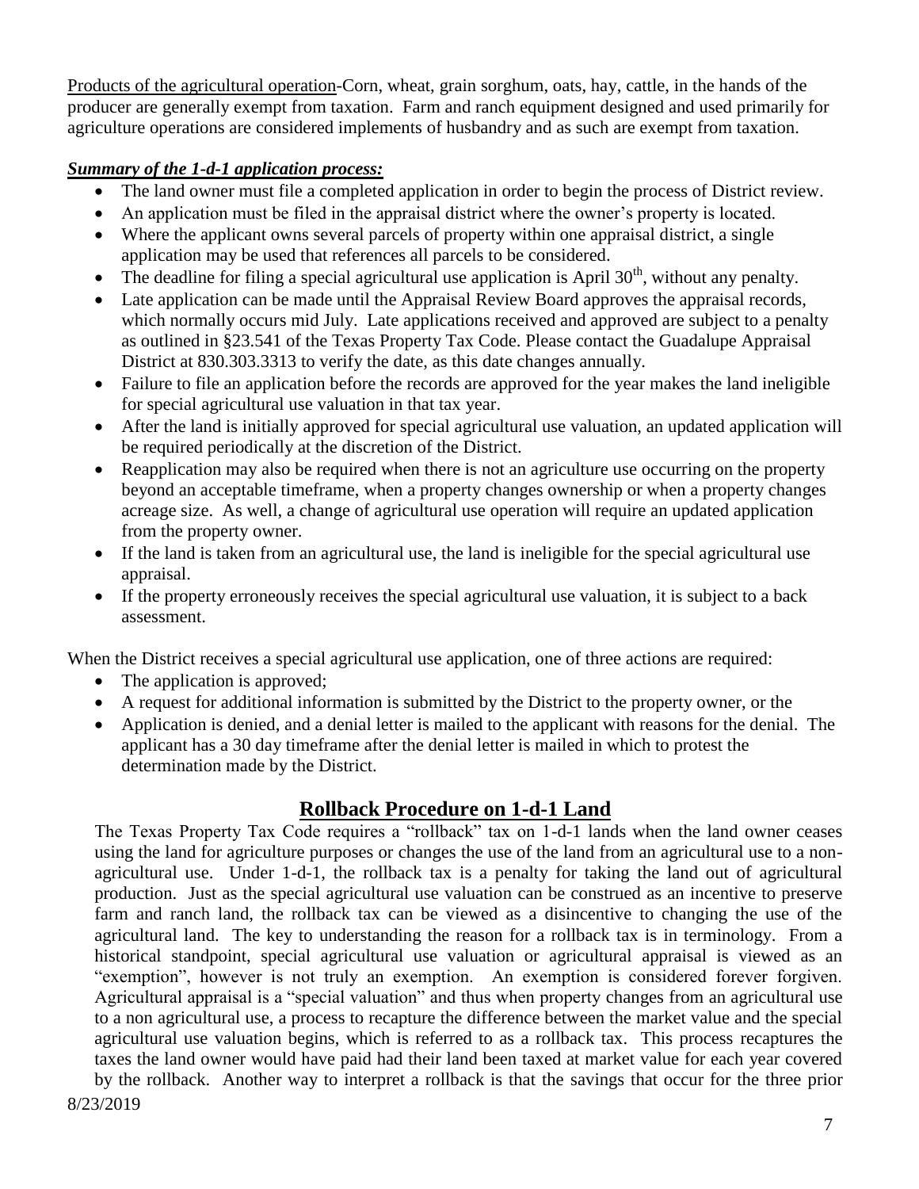<u>Products of the agricultural operation</u>-Corn, wheat, grain sorghum, oats, hay, cattle, in the hands of the producer are generally exempt from taxation. Farm and ranch equipment designed and used primarily for agriculture operations are considered implements of husbandry and as such are exempt from taxation.

***<u>Summary of the 1-d-1 application process:</u>***

- The land owner must file a completed application in order to begin the process of District review.
- An application must be filed in the appraisal district where the owner's property is located.
- Where the applicant owns several parcels of property within one appraisal district, a single application may be used that references all parcels to be considered.
- The deadline for filing a special agricultural use application is April 30th, without any penalty.
- Late application can be made until the Appraisal Review Board approves the appraisal records, which normally occurs mid July. Late applications received and approved are subject to a penalty as outlined in §23.541 of the Texas Property Tax Code. Please contact the Guadalupe Appraisal District at 830.303.3313 to verify the date, as this date changes annually.
- Failure to file an application before the records are approved for the year makes the land ineligible for special agricultural use valuation in that tax year.
- After the land is initially approved for special agricultural use valuation, an updated application will be required periodically at the discretion of the District.
- Reapplication may also be required when there is not an agriculture use occurring on the property beyond an acceptable timeframe, when a property changes ownership or when a property changes acreage size. As well, a change of agricultural use operation will require an updated application from the property owner.
- If the land is taken from an agricultural use, the land is ineligible for the special agricultural use appraisal.
- If the property erroneously receives the special agricultural use valuation, it is subject to a back assessment.

When the District receives a special agricultural use application, one of three actions are required:

- The application is approved;
- A request for additional information is submitted by the District to the property owner, or the
- Application is denied, and a denial letter is mailed to the applicant with reasons for the denial. The applicant has a 30 day timeframe after the denial letter is mailed in which to protest the determination made by the District.

## <u>Rollback Procedure on 1-d-1 Land</u>

The Texas Property Tax Code requires a "rollback" tax on 1-d-1 lands when the land owner ceases using the land for agriculture purposes or changes the use of the land from an agricultural use to a non-agricultural use. Under 1-d-1, the rollback tax is a penalty for taking the land out of agricultural production. Just as the special agricultural use valuation can be construed as an incentive to preserve farm and ranch land, the rollback tax can be viewed as a disincentive to changing the use of the agricultural land. The key to understanding the reason for a rollback tax is in terminology. From a historical standpoint, special agricultural use valuation or agricultural appraisal is viewed as an "exemption", however is not truly an exemption. An exemption is considered forever forgiven. Agricultural appraisal is a "special valuation" and thus when property changes from an agricultural use to a non agricultural use, a process to recapture the difference between the market value and the special agricultural use valuation begins, which is referred to as a rollback tax. This process recaptures the taxes the land owner would have paid had their land been taxed at market value for each year covered by the rollback. Another way to interpret a rollback is that the savings that occur for the three prior

8/23/2019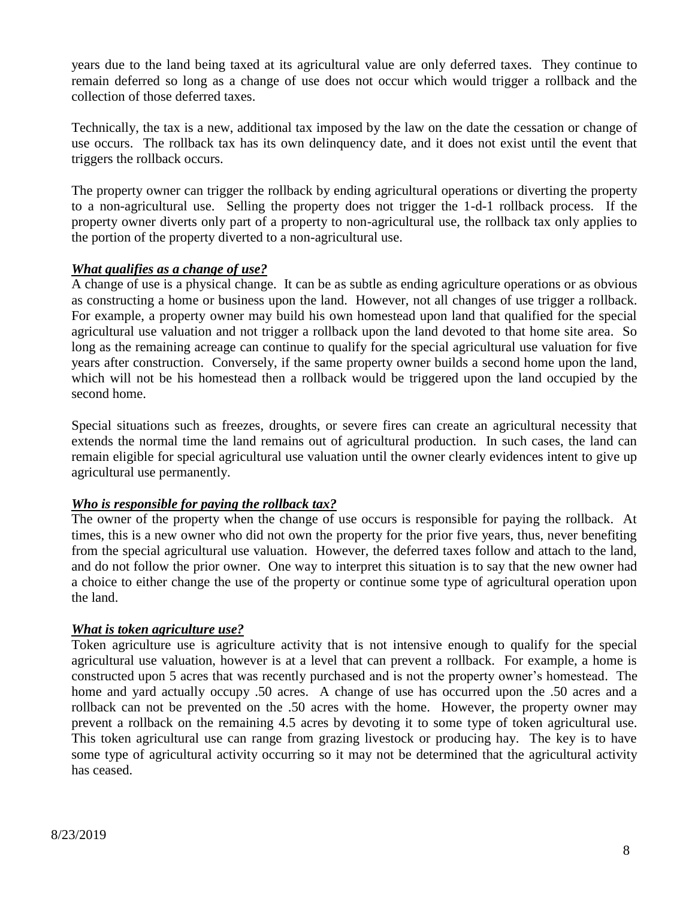years due to the land being taxed at its agricultural value are only deferred taxes. They continue to remain deferred so long as a change of use does not occur which would trigger a rollback and the collection of those deferred taxes.

Technically, the tax is a new, additional tax imposed by the law on the date the cessation or change of use occurs. The rollback tax has its own delinquency date, and it does not exist until the event that triggers the rollback occurs.

The property owner can trigger the rollback by ending agricultural operations or diverting the property to a non-agricultural use. Selling the property does not trigger the 1-d-1 rollback process. If the property owner diverts only part of a property to non-agricultural use, the rollback tax only applies to the portion of the property diverted to a non-agricultural use.

***What qualifies as a change of use?***

A change of use is a physical change. It can be as subtle as ending agriculture operations or as obvious as constructing a home or business upon the land. However, not all changes of use trigger a rollback. For example, a property owner may build his own homestead upon land that qualified for the special agricultural use valuation and not trigger a rollback upon the land devoted to that home site area. So long as the remaining acreage can continue to qualify for the special agricultural use valuation for five years after construction. Conversely, if the same property owner builds a second home upon the land, which will not be his homestead then a rollback would be triggered upon the land occupied by the second home.

Special situations such as freezes, droughts, or severe fires can create an agricultural necessity that extends the normal time the land remains out of agricultural production. In such cases, the land can remain eligible for special agricultural use valuation until the owner clearly evidences intent to give up agricultural use permanently.

***Who is responsible for paying the rollback tax?***

The owner of the property when the change of use occurs is responsible for paying the rollback. At times, this is a new owner who did not own the property for the prior five years, thus, never benefiting from the special agricultural use valuation. However, the deferred taxes follow and attach to the land, and do not follow the prior owner. One way to interpret this situation is to say that the new owner had a choice to either change the use of the property or continue some type of agricultural operation upon the land.

***What is token agriculture use?***

Token agriculture use is agriculture activity that is not intensive enough to qualify for the special agricultural use valuation, however is at a level that can prevent a rollback. For example, a home is constructed upon 5 acres that was recently purchased and is not the property owner's homestead. The home and yard actually occupy .50 acres. A change of use has occurred upon the .50 acres and a rollback can not be prevented on the .50 acres with the home. However, the property owner may prevent a rollback on the remaining 4.5 acres by devoting it to some type of token agricultural use. This token agricultural use can range from grazing livestock or producing hay. The key is to have some type of agricultural activity occurring so it may not be determined that the agricultural activity has ceased.

8/23/2019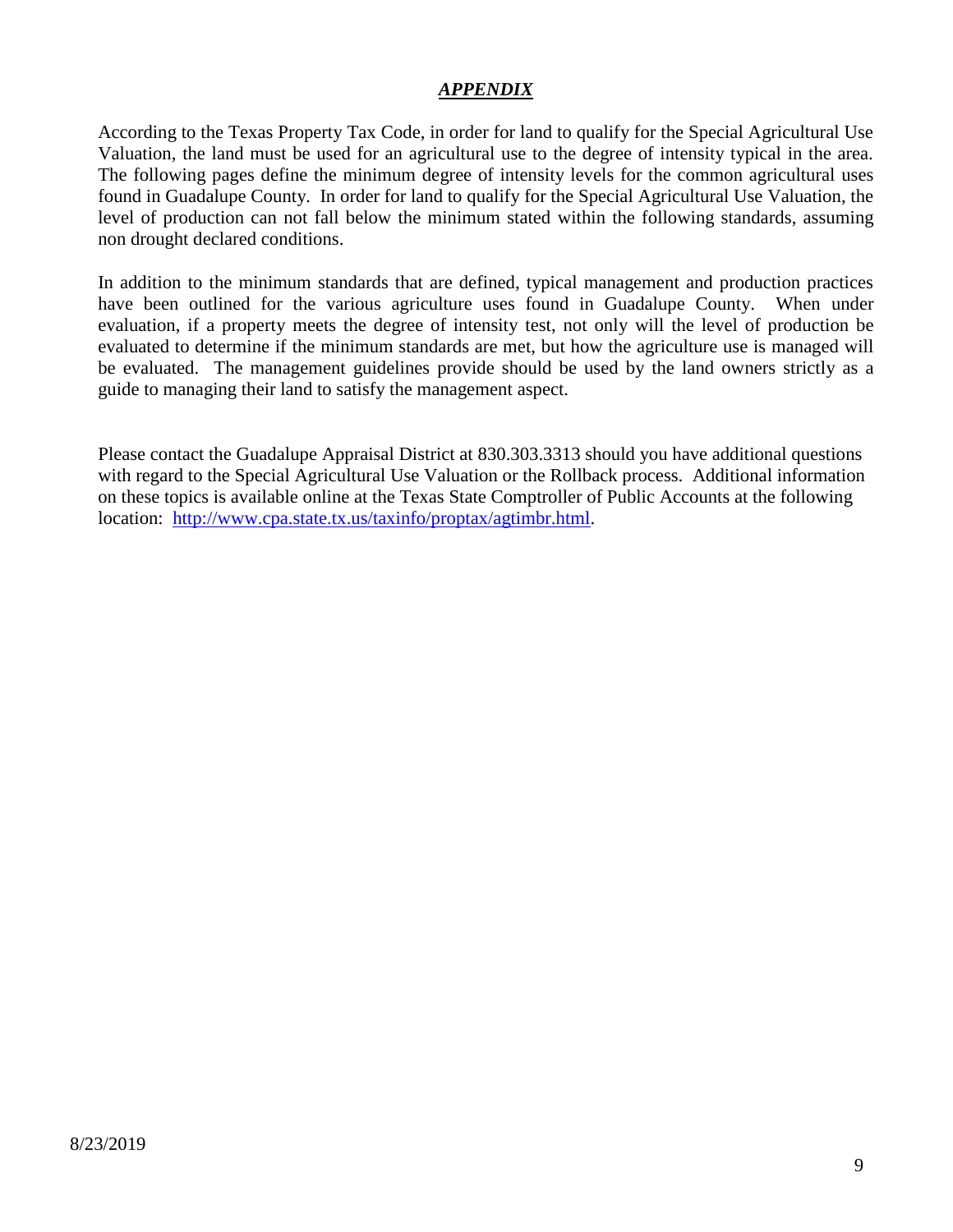## ***APPENDIX***

According to the Texas Property Tax Code, in order for land to qualify for the Special Agricultural Use Valuation, the land must be used for an agricultural use to the degree of intensity typical in the area. The following pages define the minimum degree of intensity levels for the common agricultural uses found in Guadalupe County. In order for land to qualify for the Special Agricultural Use Valuation, the level of production can not fall below the minimum stated within the following standards, assuming non drought declared conditions.

In addition to the minimum standards that are defined, typical management and production practices have been outlined for the various agriculture uses found in Guadalupe County. When under evaluation, if a property meets the degree of intensity test, not only will the level of production be evaluated to determine if the minimum standards are met, but how the agriculture use is managed will be evaluated. The management guidelines provide should be used by the land owners strictly as a guide to managing their land to satisfy the management aspect.

Please contact the Guadalupe Appraisal District at 830.303.3313 should you have additional questions with regard to the Special Agricultural Use Valuation or the Rollback process. Additional information on these topics is available online at the Texas State Comptroller of Public Accounts at the following location: [http://www.cpa.state.tx.us/taxinfo/proptax/agtimbr.html](http://www.cpa.state.tx.us/taxinfo/proptax/agtimbr.html).

8/23/2019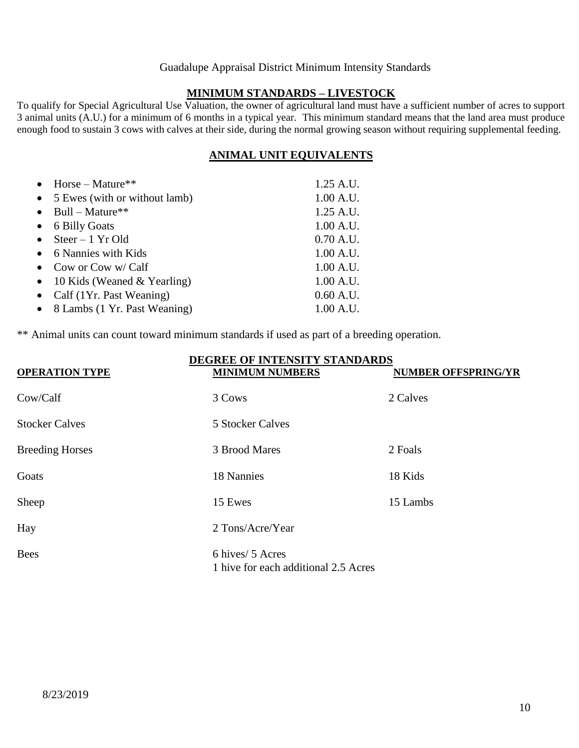Guadalupe Appraisal District Minimum Intensity Standards

## MINIMUM STANDARDS – LIVESTOCK

To qualify for Special Agricultural Use Valuation, the owner of agricultural land must have a sufficient number of acres to support 3 animal units (A.U.) for a minimum of 6 months in a typical year. This minimum standard means that the land area must produce enough food to sustain 3 cows with calves at their side, during the normal growing season without requiring supplemental feeding.

## ANIMAL UNIT EQUIVALENTS

| | |
|---|---|
| • Horse – Mature** | 1.25 A.U. |
| • 5 Ewes (with or without lamb) | 1.00 A.U. |
| • Bull – Mature** | 1.25 A.U. |
| • 6 Billy Goats | 1.00 A.U. |
| • Steer – 1 Yr Old | 0.70 A.U. |
| • 6 Nannies with Kids | 1.00 A.U. |
| • Cow or Cow w/ Calf | 1.00 A.U. |
| • 10 Kids (Weaned & Yearling) | 1.00 A.U. |
| • Calf (1Yr. Past Weaning) | 0.60 A.U. |
| • 8 Lambs (1 Yr. Past Weaning) | 1.00 A.U. |

** Animal units can count toward minimum standards if used as part of a breeding operation.

## DEGREE OF INTENSITY STANDARDS

| OPERATION TYPE | MINIMUM NUMBERS | NUMBER OFFSPRING/YR |
|---|---|---|
| Cow/Calf | 3 Cows | 2 Calves |
| Stocker Calves | 5 Stocker Calves | |
| Breeding Horses | 3 Brood Mares | 2 Foals |
| Goats | 18 Nannies | 18 Kids |
| Sheep | 15 Ewes | 15 Lambs |
| Hay | 2 Tons/Acre/Year | |
| Bees | 6 hives/ 5 Acres<br>1 hive for each additional 2.5 Acres | |

8/23/2019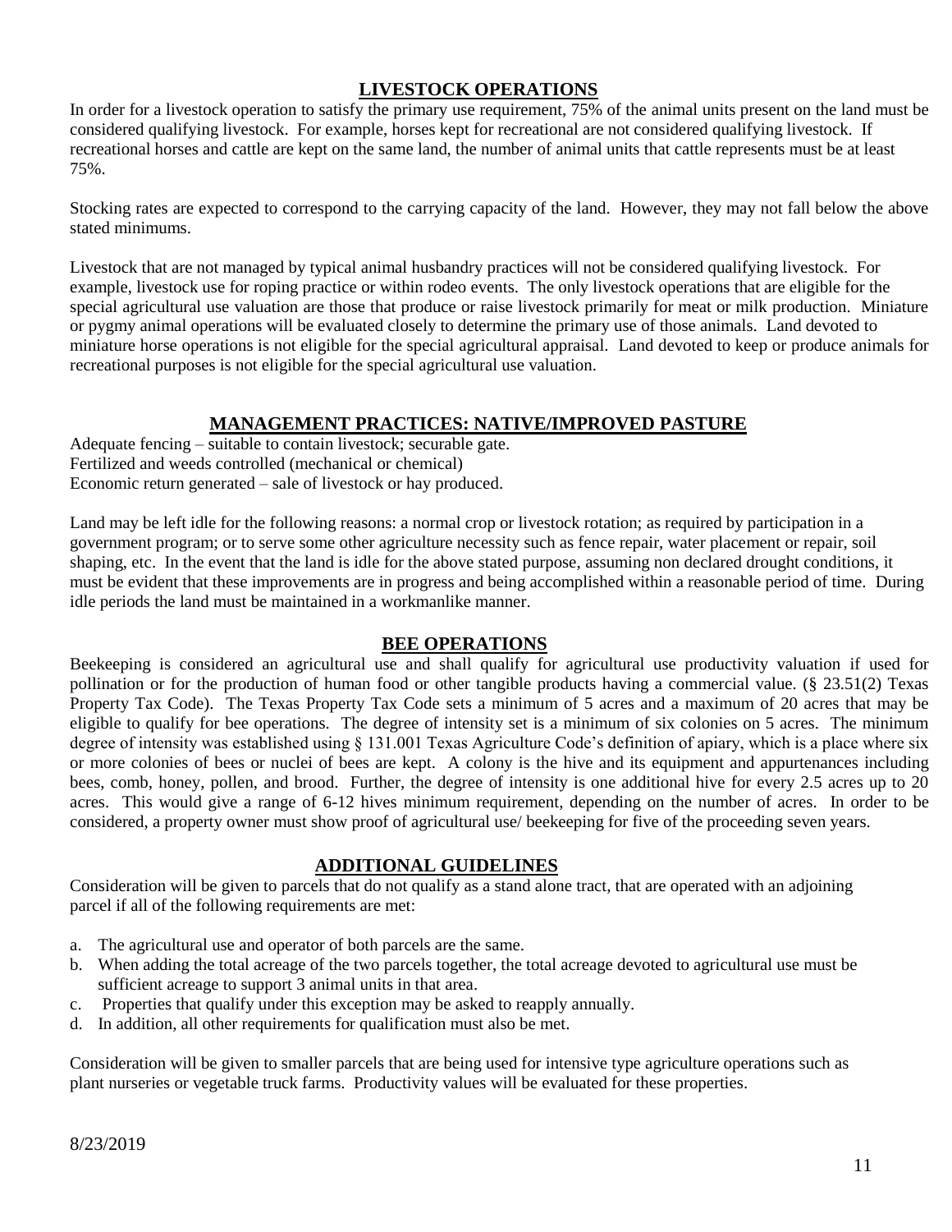## LIVESTOCK OPERATIONS

In order for a livestock operation to satisfy the primary use requirement, 75% of the animal units present on the land must be considered qualifying livestock. For example, horses kept for recreational are not considered qualifying livestock. If recreational horses and cattle are kept on the same land, the number of animal units that cattle represents must be at least 75%.

Stocking rates are expected to correspond to the carrying capacity of the land. However, they may not fall below the above stated minimums.

Livestock that are not managed by typical animal husbandry practices will not be considered qualifying livestock. For example, livestock use for roping practice or within rodeo events. The only livestock operations that are eligible for the special agricultural use valuation are those that produce or raise livestock primarily for meat or milk production. Miniature or pygmy animal operations will be evaluated closely to determine the primary use of those animals. Land devoted to miniature horse operations is not eligible for the special agricultural appraisal. Land devoted to keep or produce animals for recreational purposes is not eligible for the special agricultural use valuation.

## MANAGEMENT PRACTICES: NATIVE/IMPROVED PASTURE

Adequate fencing – suitable to contain livestock; securable gate.
Fertilized and weeds controlled (mechanical or chemical)
Economic return generated – sale of livestock or hay produced.

Land may be left idle for the following reasons: a normal crop or livestock rotation; as required by participation in a government program; or to serve some other agriculture necessity such as fence repair, water placement or repair, soil shaping, etc. In the event that the land is idle for the above stated purpose, assuming non declared drought conditions, it must be evident that these improvements are in progress and being accomplished within a reasonable period of time. During idle periods the land must be maintained in a workmanlike manner.

## BEE OPERATIONS

Beekeeping is considered an agricultural use and shall qualify for agricultural use productivity valuation if used for pollination or for the production of human food or other tangible products having a commercial value. (§ 23.51(2) Texas Property Tax Code). The Texas Property Tax Code sets a minimum of 5 acres and a maximum of 20 acres that may be eligible to qualify for bee operations. The degree of intensity set is a minimum of six colonies on 5 acres. The minimum degree of intensity was established using § 131.001 Texas Agriculture Code's definition of apiary, which is a place where six or more colonies of bees or nuclei of bees are kept. A colony is the hive and its equipment and appurtenances including bees, comb, honey, pollen, and brood. Further, the degree of intensity is one additional hive for every 2.5 acres up to 20 acres. This would give a range of 6-12 hives minimum requirement, depending on the number of acres. In order to be considered, a property owner must show proof of agricultural use/ beekeeping for five of the proceeding seven years.

## ADDITIONAL GUIDELINES

Consideration will be given to parcels that do not qualify as a stand alone tract, that are operated with an adjoining parcel if all of the following requirements are met:

a. The agricultural use and operator of both parcels are the same.
b. When adding the total acreage of the two parcels together, the total acreage devoted to agricultural use must be sufficient acreage to support 3 animal units in that area.
c. Properties that qualify under this exception may be asked to reapply annually.
d. In addition, all other requirements for qualification must also be met.

Consideration will be given to smaller parcels that are being used for intensive type agriculture operations such as plant nurseries or vegetable truck farms. Productivity values will be evaluated for these properties.

8/23/2019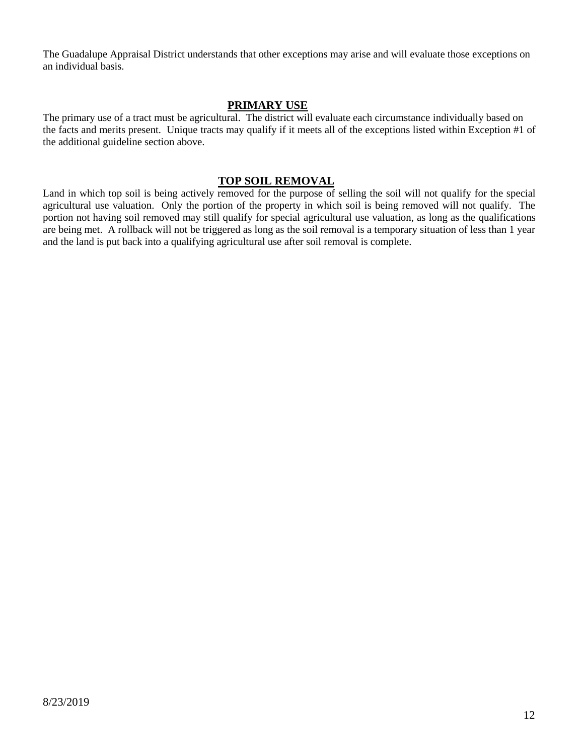The Guadalupe Appraisal District understands that other exceptions may arise and will evaluate those exceptions on an individual basis.

## PRIMARY USE

The primary use of a tract must be agricultural. The district will evaluate each circumstance individually based on the facts and merits present. Unique tracts may qualify if it meets all of the exceptions listed within Exception #1 of the additional guideline section above.

## TOP SOIL REMOVAL

Land in which top soil is being actively removed for the purpose of selling the soil will not qualify for the special agricultural use valuation. Only the portion of the property in which soil is being removed will not qualify. The portion not having soil removed may still qualify for special agricultural use valuation, as long as the qualifications are being met. A rollback will not be triggered as long as the soil removal is a temporary situation of less than 1 year and the land is put back into a qualifying agricultural use after soil removal is complete.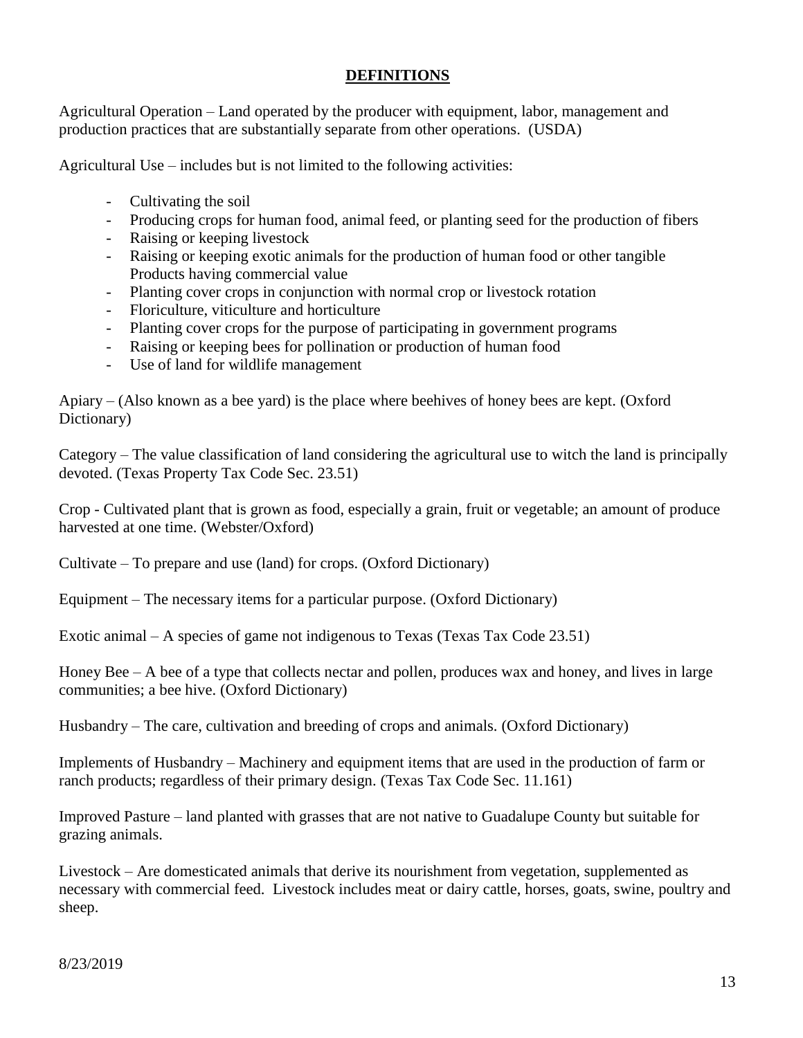## DEFINITIONS

Agricultural Operation – Land operated by the producer with equipment, labor, management and production practices that are substantially separate from other operations. (USDA)

Agricultural Use – includes but is not limited to the following activities:

- Cultivating the soil
- Producing crops for human food, animal feed, or planting seed for the production of fibers
- Raising or keeping livestock
- Raising or keeping exotic animals for the production of human food or other tangible Products having commercial value
- Planting cover crops in conjunction with normal crop or livestock rotation
- Floriculture, viticulture and horticulture
- Planting cover crops for the purpose of participating in government programs
- Raising or keeping bees for pollination or production of human food
- Use of land for wildlife management

Apiary – (Also known as a bee yard) is the place where beehives of honey bees are kept. (Oxford Dictionary)

Category – The value classification of land considering the agricultural use to witch the land is principally devoted. (Texas Property Tax Code Sec. 23.51)

Crop - Cultivated plant that is grown as food, especially a grain, fruit or vegetable; an amount of produce harvested at one time. (Webster/Oxford)

Cultivate – To prepare and use (land) for crops. (Oxford Dictionary)

Equipment – The necessary items for a particular purpose. (Oxford Dictionary)

Exotic animal – A species of game not indigenous to Texas (Texas Tax Code 23.51)

Honey Bee – A bee of a type that collects nectar and pollen, produces wax and honey, and lives in large communities; a bee hive. (Oxford Dictionary)

Husbandry – The care, cultivation and breeding of crops and animals. (Oxford Dictionary)

Implements of Husbandry – Machinery and equipment items that are used in the production of farm or ranch products; regardless of their primary design. (Texas Tax Code Sec. 11.161)

Improved Pasture – land planted with grasses that are not native to Guadalupe County but suitable for grazing animals.

Livestock – Are domesticated animals that derive its nourishment from vegetation, supplemented as necessary with commercial feed. Livestock includes meat or dairy cattle, horses, goats, swine, poultry and sheep.

8/23/2019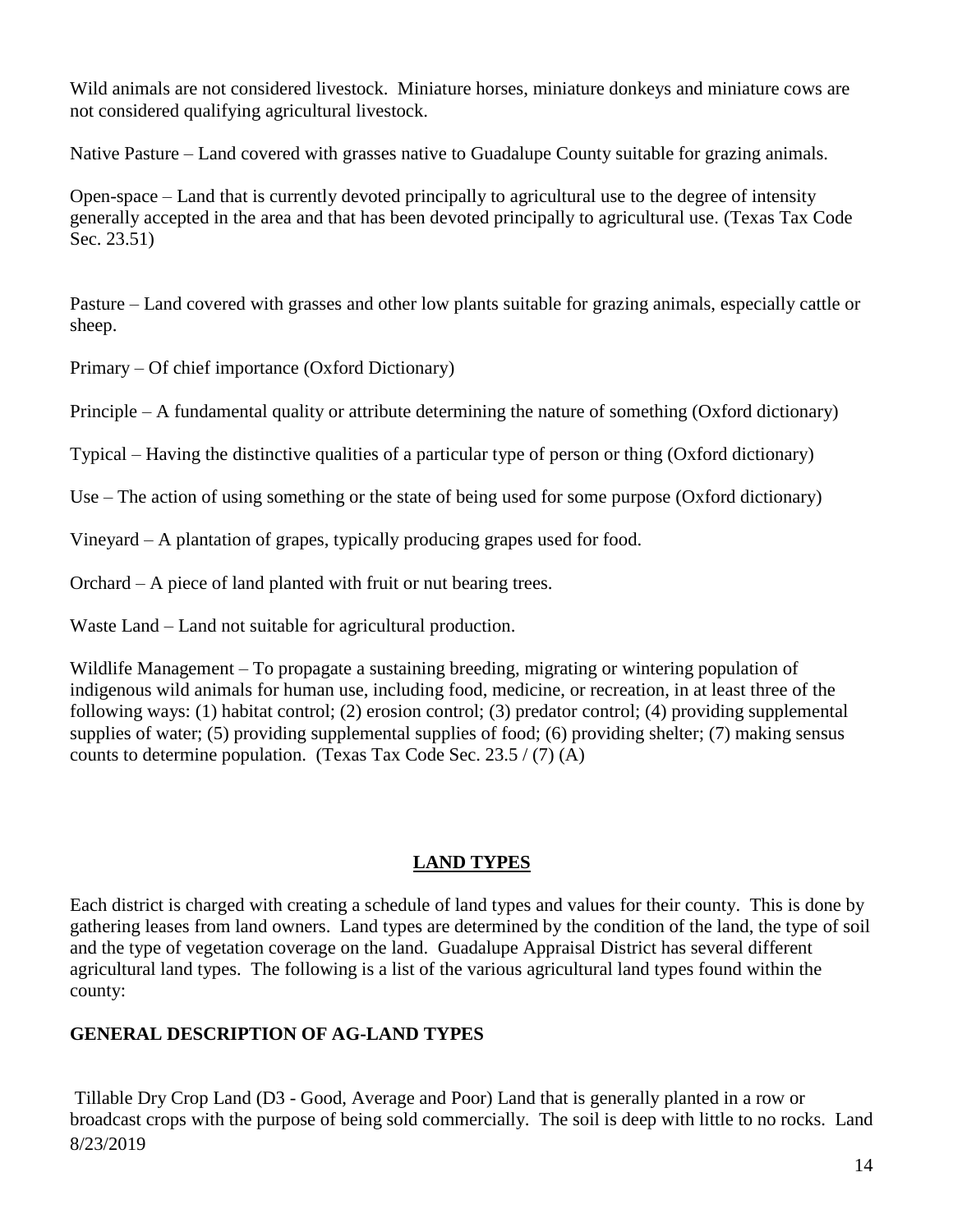Wild animals are not considered livestock. Miniature horses, miniature donkeys and miniature cows are not considered qualifying agricultural livestock.

Native Pasture – Land covered with grasses native to Guadalupe County suitable for grazing animals.

Open-space – Land that is currently devoted principally to agricultural use to the degree of intensity generally accepted in the area and that has been devoted principally to agricultural use. (Texas Tax Code Sec. 23.51)

Pasture – Land covered with grasses and other low plants suitable for grazing animals, especially cattle or sheep.

Primary – Of chief importance (Oxford Dictionary)

Principle – A fundamental quality or attribute determining the nature of something (Oxford dictionary)

Typical – Having the distinctive qualities of a particular type of person or thing (Oxford dictionary)

Use – The action of using something or the state of being used for some purpose (Oxford dictionary)

Vineyard – A plantation of grapes, typically producing grapes used for food.

Orchard – A piece of land planted with fruit or nut bearing trees.

Waste Land – Land not suitable for agricultural production.

Wildlife Management – To propagate a sustaining breeding, migrating or wintering population of indigenous wild animals for human use, including food, medicine, or recreation, in at least three of the following ways: (1) habitat control; (2) erosion control; (3) predator control; (4) providing supplemental supplies of water; (5) providing supplemental supplies of food; (6) providing shelter; (7) making sensus counts to determine population. (Texas Tax Code Sec. 23.5 / (7) (A)

## LAND TYPES

Each district is charged with creating a schedule of land types and values for their county. This is done by gathering leases from land owners. Land types are determined by the condition of the land, the type of soil and the type of vegetation coverage on the land. Guadalupe Appraisal District has several different agricultural land types. The following is a list of the various agricultural land types found within the county:

### GENERAL DESCRIPTION OF AG-LAND TYPES

Tillable Dry Crop Land (D3 - Good, Average and Poor) Land that is generally planted in a row or broadcast crops with the purpose of being sold commercially. The soil is deep with little to no rocks. Land

8/23/2019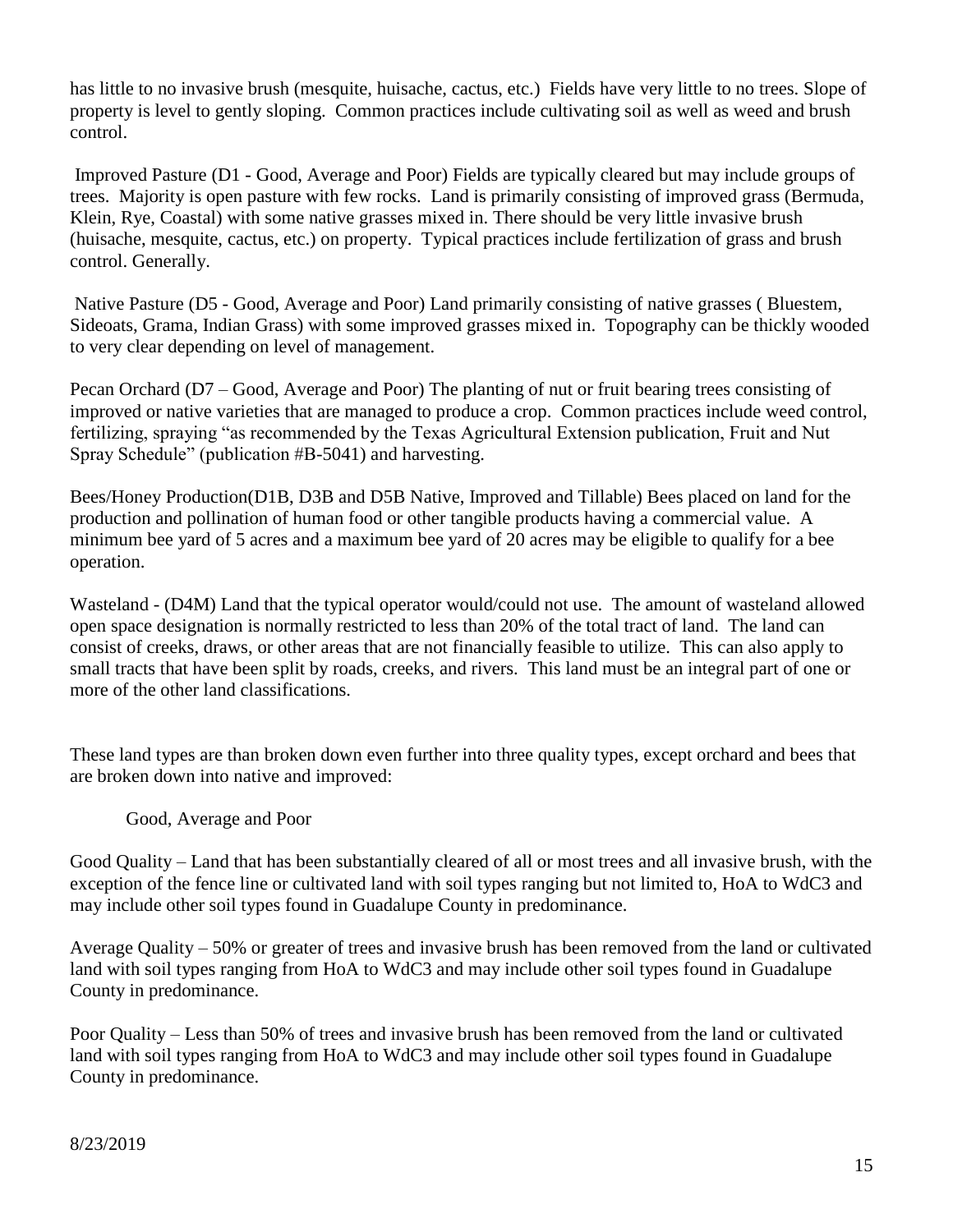has little to no invasive brush (mesquite, huisache, cactus, etc.) Fields have very little to no trees. Slope of property is level to gently sloping. Common practices include cultivating soil as well as weed and brush control.

Improved Pasture (D1 - Good, Average and Poor) Fields are typically cleared but may include groups of trees. Majority is open pasture with few rocks. Land is primarily consisting of improved grass (Bermuda, Klein, Rye, Coastal) with some native grasses mixed in. There should be very little invasive brush (huisache, mesquite, cactus, etc.) on property. Typical practices include fertilization of grass and brush control. Generally.

Native Pasture (D5 - Good, Average and Poor) Land primarily consisting of native grasses ( Bluestem, Sideoats, Grama, Indian Grass) with some improved grasses mixed in. Topography can be thickly wooded to very clear depending on level of management.

Pecan Orchard (D7 – Good, Average and Poor) The planting of nut or fruit bearing trees consisting of improved or native varieties that are managed to produce a crop. Common practices include weed control, fertilizing, spraying "as recommended by the Texas Agricultural Extension publication, Fruit and Nut Spray Schedule" (publication #B-5041) and harvesting.

Bees/Honey Production(D1B, D3B and D5B Native, Improved and Tillable) Bees placed on land for the production and pollination of human food or other tangible products having a commercial value. A minimum bee yard of 5 acres and a maximum bee yard of 20 acres may be eligible to qualify for a bee operation.

Wasteland - (D4M) Land that the typical operator would/could not use. The amount of wasteland allowed open space designation is normally restricted to less than 20% of the total tract of land. The land can consist of creeks, draws, or other areas that are not financially feasible to utilize. This can also apply to small tracts that have been split by roads, creeks, and rivers. This land must be an integral part of one or more of the other land classifications.

These land types are than broken down even further into three quality types, except orchard and bees that are broken down into native and improved:

Good, Average and Poor

Good Quality – Land that has been substantially cleared of all or most trees and all invasive brush, with the exception of the fence line or cultivated land with soil types ranging but not limited to, HoA to WdC3 and may include other soil types found in Guadalupe County in predominance.

Average Quality – 50% or greater of trees and invasive brush has been removed from the land or cultivated land with soil types ranging from HoA to WdC3 and may include other soil types found in Guadalupe County in predominance.

Poor Quality – Less than 50% of trees and invasive brush has been removed from the land or cultivated land with soil types ranging from HoA to WdC3 and may include other soil types found in Guadalupe County in predominance.

8/23/2019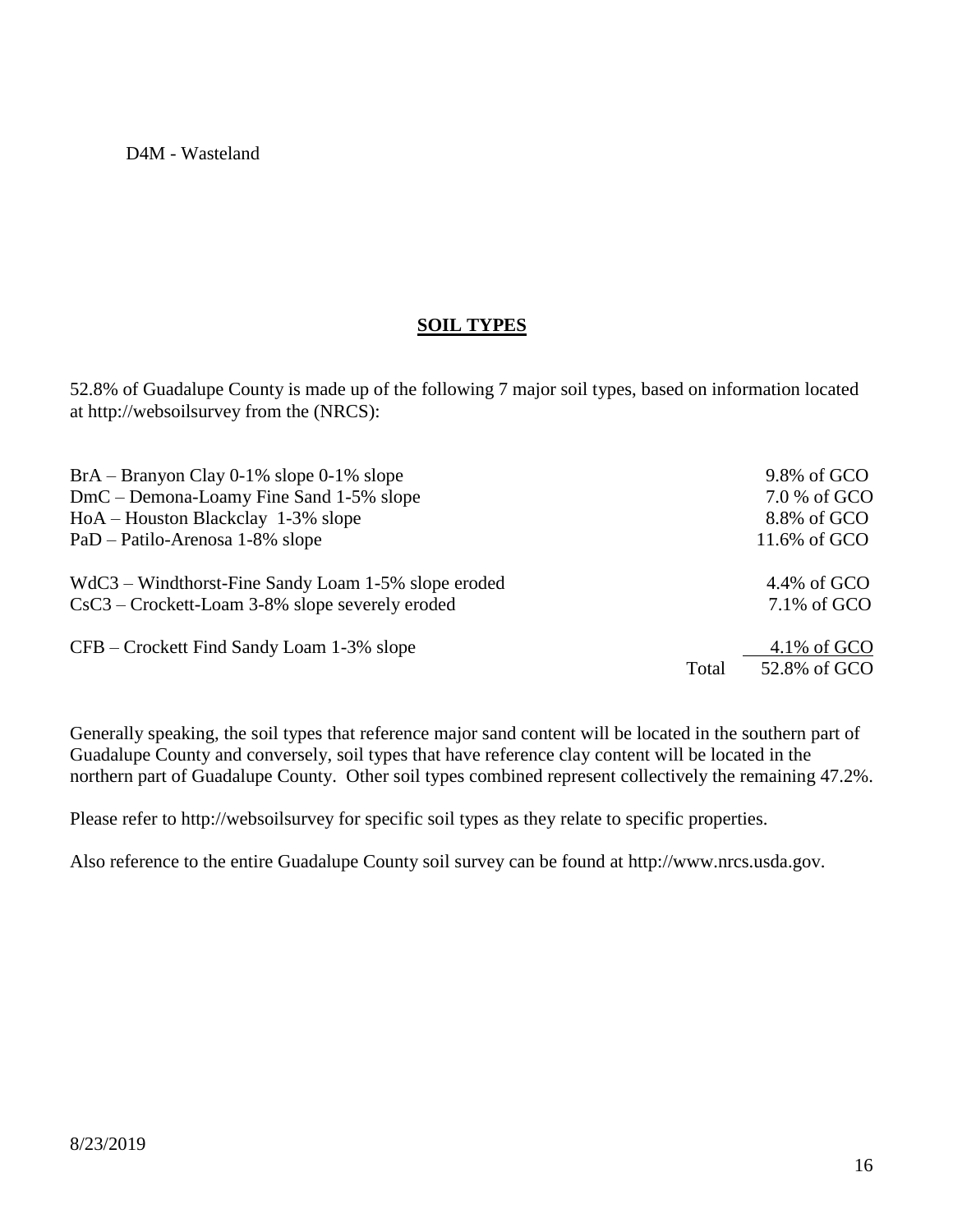D4M - Wasteland

## SOIL TYPES

52.8% of Guadalupe County is made up of the following 7 major soil types, based on information located at http://websoilsurvey from the (NRCS):

| | | |
|---|---|---|
| BrA – Branyon Clay 0-1% slope 0-1% slope | | 9.8% of GCO |
| DmC – Demona-Loamy Fine Sand 1-5% slope | | 7.0 % of GCO |
| HoA – Houston Blackclay 1-3% slope | | 8.8% of GCO |
| PaD – Patilo-Arenosa 1-8% slope | | 11.6% of GCO |
| WdC3 – Windthorst-Fine Sandy Loam 1-5% slope eroded | | 4.4% of GCO |
| CsC3 – Crockett-Loam 3-8% slope severely eroded | | 7.1% of GCO |
| CFB – Crockett Find Sandy Loam 1-3% slope | | 4.1% of GCO |
| | Total | 52.8% of GCO |

Generally speaking, the soil types that reference major sand content will be located in the southern part of Guadalupe County and conversely, soil types that have reference clay content will be located in the northern part of Guadalupe County. Other soil types combined represent collectively the remaining 47.2%.

Please refer to http://websoilsurvey for specific soil types as they relate to specific properties.

Also reference to the entire Guadalupe County soil survey can be found at http://www.nrcs.usda.gov.

8/23/2019